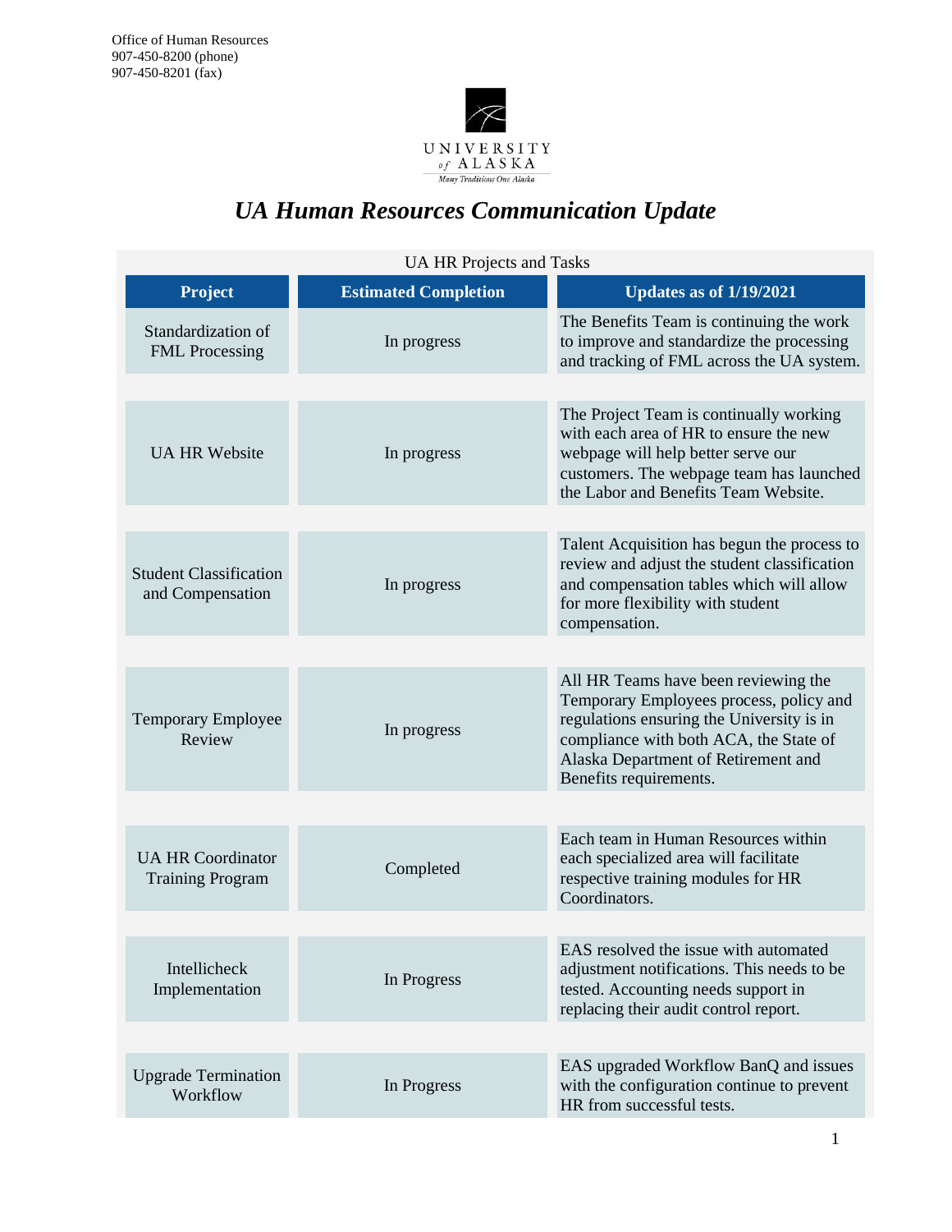Office of Human Resources
907-450-8200 (phone)
907-450-8201 (fax)

UNIVERSITY of ALASKA
Many Traditions One Alaska

# *UA Human Resources Communication Update*

UA HR Projects and Tasks

| Project | Estimated Completion | Updates as of 1/19/2021 |
|---|---|---|
| Standardization of FML Processing | In progress | The Benefits Team is continuing the work to improve and standardize the processing and tracking of FML across the UA system. |
| UA HR Website | In progress | The Project Team is continually working with each area of HR to ensure the new webpage will help better serve our customers. The webpage team has launched the Labor and Benefits Team Website. |
| Student Classification and Compensation | In progress | Talent Acquisition has begun the process to review and adjust the student classification and compensation tables which will allow for more flexibility with student compensation. |
| Temporary Employee Review | In progress | All HR Teams have been reviewing the Temporary Employees process, policy and regulations ensuring the University is in compliance with both ACA, the State of Alaska Department of Retirement and Benefits requirements. |
| UA HR Coordinator Training Program | Completed | Each team in Human Resources within each specialized area will facilitate respective training modules for HR Coordinators. |
| Intellicheck Implementation | In Progress | EAS resolved the issue with automated adjustment notifications. This needs to be tested. Accounting needs support in replacing their audit control report. |
| Upgrade Termination Workflow | In Progress | EAS upgraded Workflow BanQ and issues with the configuration continue to prevent HR from successful tests. |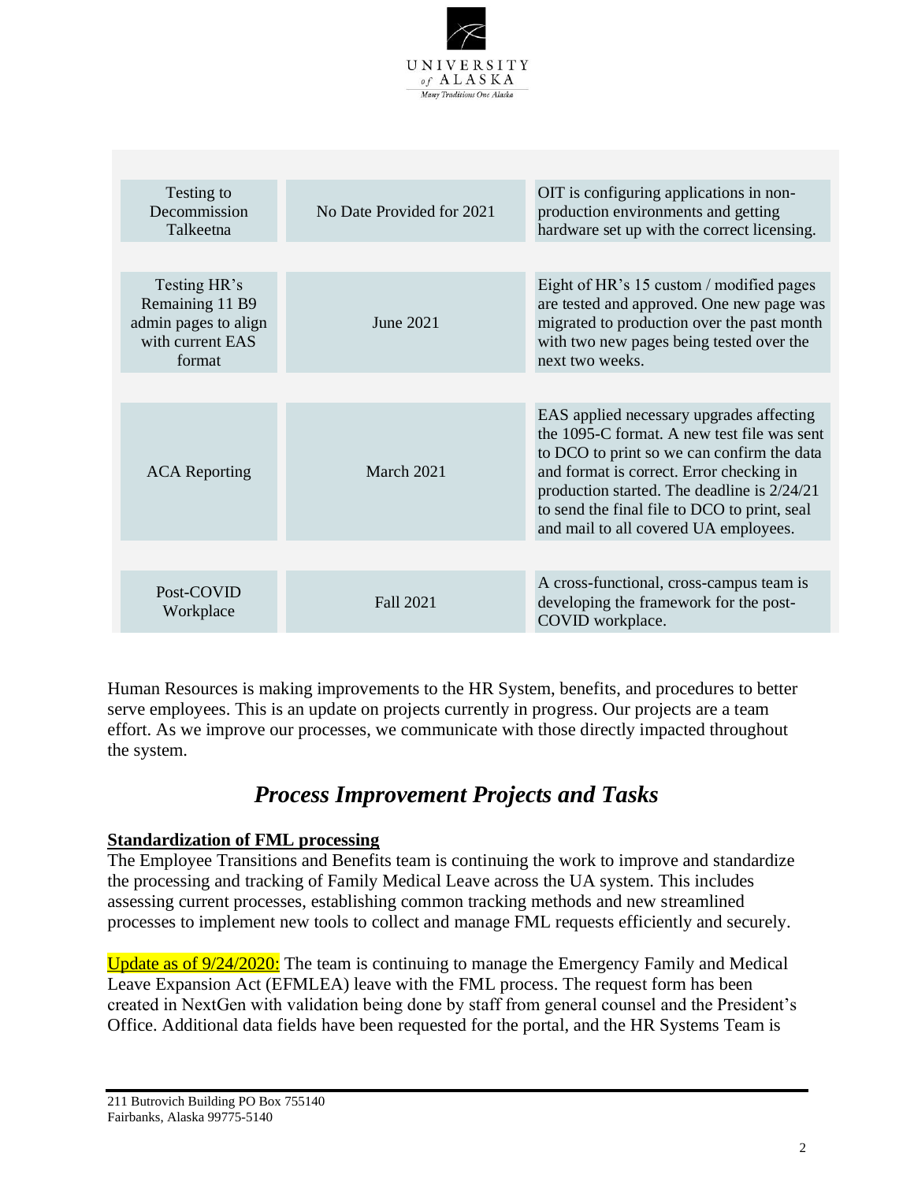| | | |
|---|---|---|
| Testing to Decommission Talkeetna | No Date Provided for 2021 | OIT is configuring applications in non-production environments and getting hardware set up with the correct licensing. |
| Testing HR's Remaining 11 B9 admin pages to align with current EAS format | June 2021 | Eight of HR's 15 custom / modified pages are tested and approved. One new page was migrated to production over the past month with two new pages being tested over the next two weeks. |
| ACA Reporting | March 2021 | EAS applied necessary upgrades affecting the 1095-C format. A new test file was sent to DCO to print so we can confirm the data and format is correct. Error checking in production started. The deadline is 2/24/21 to send the final file to DCO to print, seal and mail to all covered UA employees. |
| Post-COVID Workplace | Fall 2021 | A cross-functional, cross-campus team is developing the framework for the post-COVID workplace. |

Human Resources is making improvements to the HR System, benefits, and procedures to better serve employees. This is an update on projects currently in progress. Our projects are a team effort. As we improve our processes, we communicate with those directly impacted throughout the system.

# *Process Improvement Projects and Tasks*

**Standardization of FML processing**

The Employee Transitions and Benefits team is continuing the work to improve and standardize the processing and tracking of Family Medical Leave across the UA system. This includes assessing current processes, establishing common tracking methods and new streamlined processes to implement new tools to collect and manage FML requests efficiently and securely.

Update as of 9/24/2020: The team is continuing to manage the Emergency Family and Medical Leave Expansion Act (EFMLEA) leave with the FML process. The request form has been created in NextGen with validation being done by staff from general counsel and the President's Office. Additional data fields have been requested for the portal, and the HR Systems Team is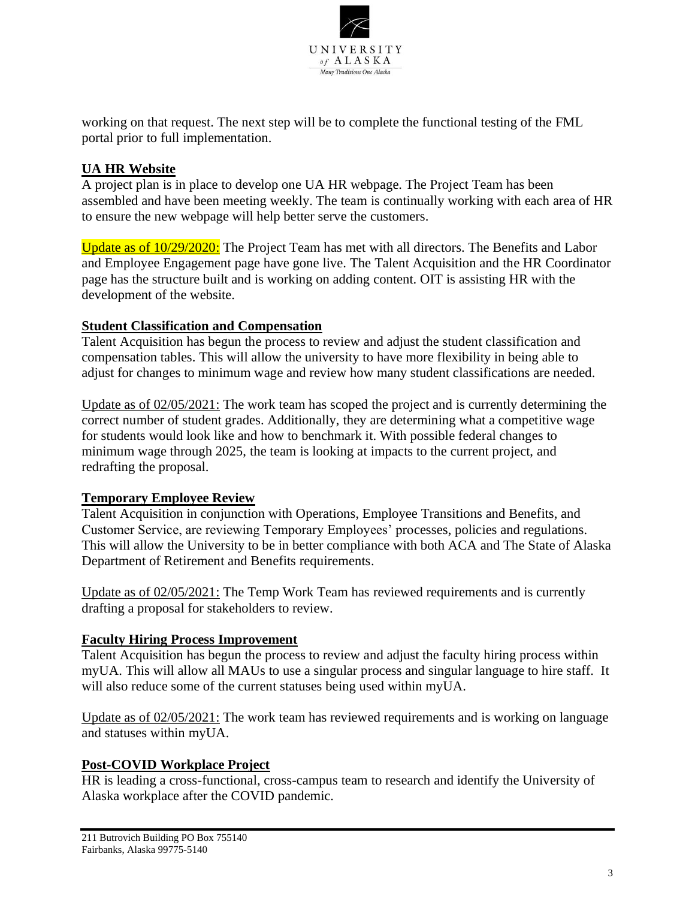working on that request. The next step will be to complete the functional testing of the FML portal prior to full implementation.

**UA HR Website**

A project plan is in place to develop one UA HR webpage. The Project Team has been assembled and have been meeting weekly. The team is continually working with each area of HR to ensure the new webpage will help better serve the customers.

Update as of 10/29/2020: The Project Team has met with all directors. The Benefits and Labor and Employee Engagement page have gone live. The Talent Acquisition and the HR Coordinator page has the structure built and is working on adding content. OIT is assisting HR with the development of the website.

**Student Classification and Compensation**

Talent Acquisition has begun the process to review and adjust the student classification and compensation tables. This will allow the university to have more flexibility in being able to adjust for changes to minimum wage and review how many student classifications are needed.

Update as of 02/05/2021: The work team has scoped the project and is currently determining the correct number of student grades. Additionally, they are determining what a competitive wage for students would look like and how to benchmark it. With possible federal changes to minimum wage through 2025, the team is looking at impacts to the current project, and redrafting the proposal.

**Temporary Employee Review**

Talent Acquisition in conjunction with Operations, Employee Transitions and Benefits, and Customer Service, are reviewing Temporary Employees' processes, policies and regulations. This will allow the University to be in better compliance with both ACA and The State of Alaska Department of Retirement and Benefits requirements.

Update as of 02/05/2021: The Temp Work Team has reviewed requirements and is currently drafting a proposal for stakeholders to review.

**Faculty Hiring Process Improvement**

Talent Acquisition has begun the process to review and adjust the faculty hiring process within myUA. This will allow all MAUs to use a singular process and singular language to hire staff. It will also reduce some of the current statuses being used within myUA.

Update as of 02/05/2021: The work team has reviewed requirements and is working on language and statuses within myUA.

**Post-COVID Workplace Project**

HR is leading a cross-functional, cross-campus team to research and identify the University of Alaska workplace after the COVID pandemic.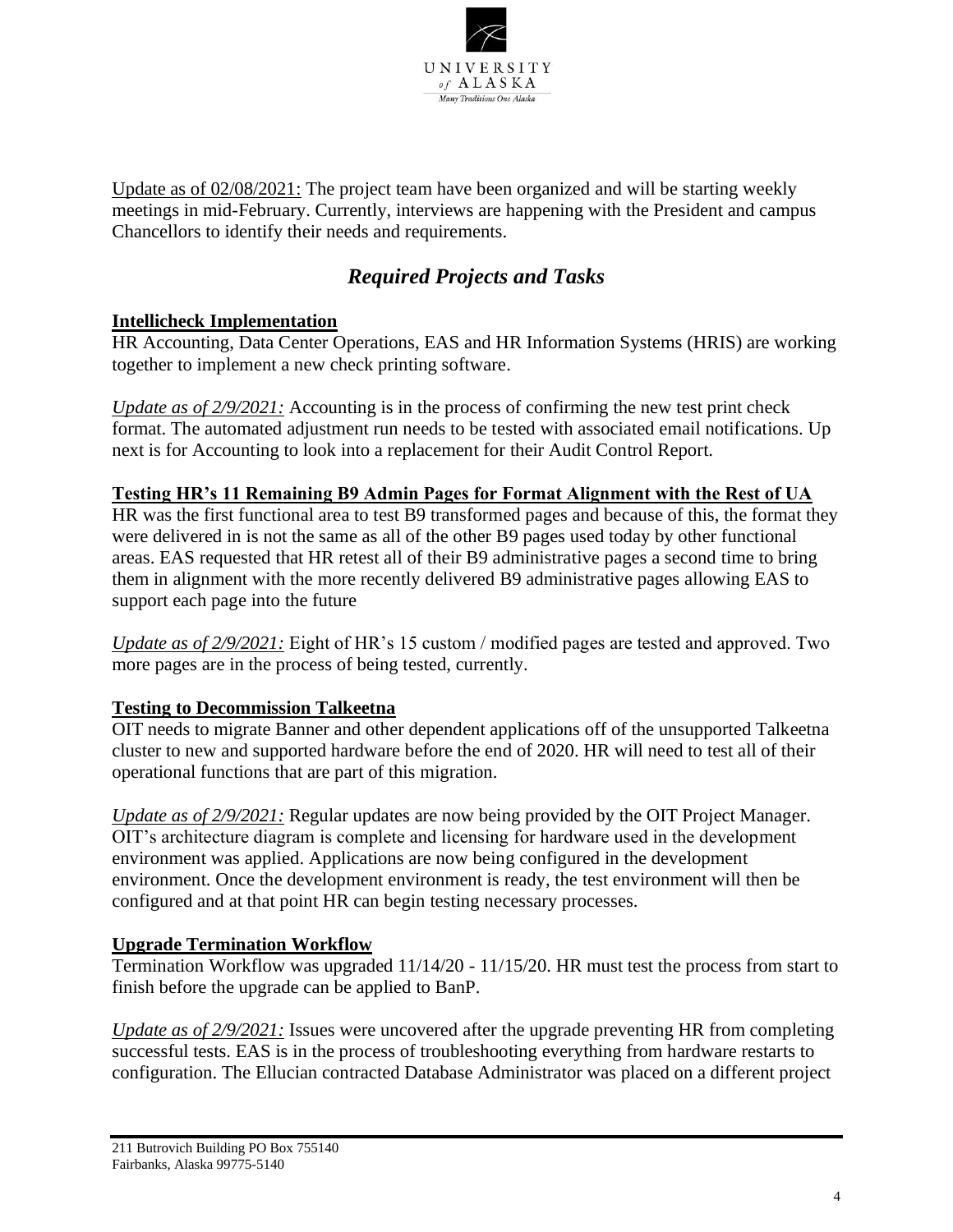Update as of 02/08/2021: The project team have been organized and will be starting weekly meetings in mid-February. Currently, interviews are happening with the President and campus Chancellors to identify their needs and requirements.

## *Required Projects and Tasks*

**Intellicheck Implementation**

HR Accounting, Data Center Operations, EAS and HR Information Systems (HRIS) are working together to implement a new check printing software.

*Update as of 2/9/2021:* Accounting is in the process of confirming the new test print check format. The automated adjustment run needs to be tested with associated email notifications. Up next is for Accounting to look into a replacement for their Audit Control Report.

**Testing HR's 11 Remaining B9 Admin Pages for Format Alignment with the Rest of UA**

HR was the first functional area to test B9 transformed pages and because of this, the format they were delivered in is not the same as all of the other B9 pages used today by other functional areas. EAS requested that HR retest all of their B9 administrative pages a second time to bring them in alignment with the more recently delivered B9 administrative pages allowing EAS to support each page into the future

*Update as of 2/9/2021:* Eight of HR's 15 custom / modified pages are tested and approved. Two more pages are in the process of being tested, currently.

**Testing to Decommission Talkeetna**

OIT needs to migrate Banner and other dependent applications off of the unsupported Talkeetna cluster to new and supported hardware before the end of 2020. HR will need to test all of their operational functions that are part of this migration.

*Update as of 2/9/2021:* Regular updates are now being provided by the OIT Project Manager. OIT's architecture diagram is complete and licensing for hardware used in the development environment was applied. Applications are now being configured in the development environment. Once the development environment is ready, the test environment will then be configured and at that point HR can begin testing necessary processes.

**Upgrade Termination Workflow**

Termination Workflow was upgraded 11/14/20 - 11/15/20. HR must test the process from start to finish before the upgrade can be applied to BanP.

*Update as of 2/9/2021:* Issues were uncovered after the upgrade preventing HR from completing successful tests. EAS is in the process of troubleshooting everything from hardware restarts to configuration. The Ellucian contracted Database Administrator was placed on a different project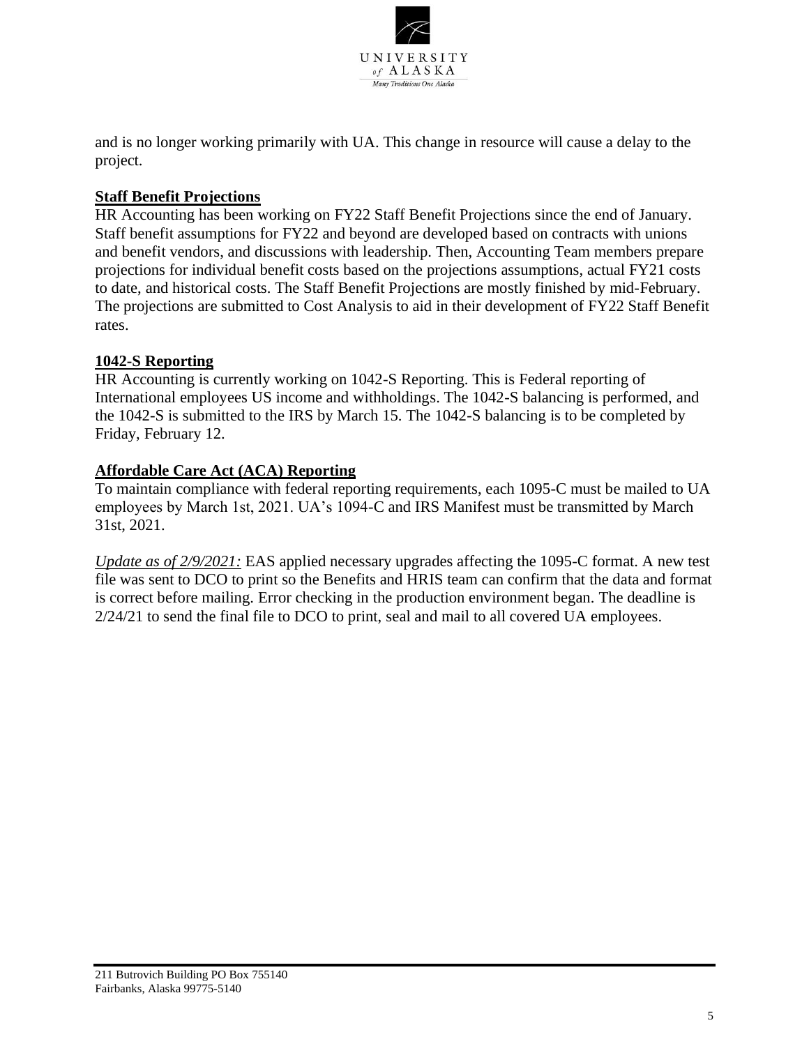and is no longer working primarily with UA. This change in resource will cause a delay to the project.

**Staff Benefit Projections**

HR Accounting has been working on FY22 Staff Benefit Projections since the end of January. Staff benefit assumptions for FY22 and beyond are developed based on contracts with unions and benefit vendors, and discussions with leadership. Then, Accounting Team members prepare projections for individual benefit costs based on the projections assumptions, actual FY21 costs to date, and historical costs. The Staff Benefit Projections are mostly finished by mid-February. The projections are submitted to Cost Analysis to aid in their development of FY22 Staff Benefit rates.

**1042-S Reporting**

HR Accounting is currently working on 1042-S Reporting. This is Federal reporting of International employees US income and withholdings. The 1042-S balancing is performed, and the 1042-S is submitted to the IRS by March 15. The 1042-S balancing is to be completed by Friday, February 12.

**Affordable Care Act (ACA) Reporting**

To maintain compliance with federal reporting requirements, each 1095-C must be mailed to UA employees by March 1st, 2021. UA's 1094-C and IRS Manifest must be transmitted by March 31st, 2021.

*Update as of 2/9/2021:* EAS applied necessary upgrades affecting the 1095-C format. A new test file was sent to DCO to print so the Benefits and HRIS team can confirm that the data and format is correct before mailing. Error checking in the production environment began. The deadline is 2/24/21 to send the final file to DCO to print, seal and mail to all covered UA employees.